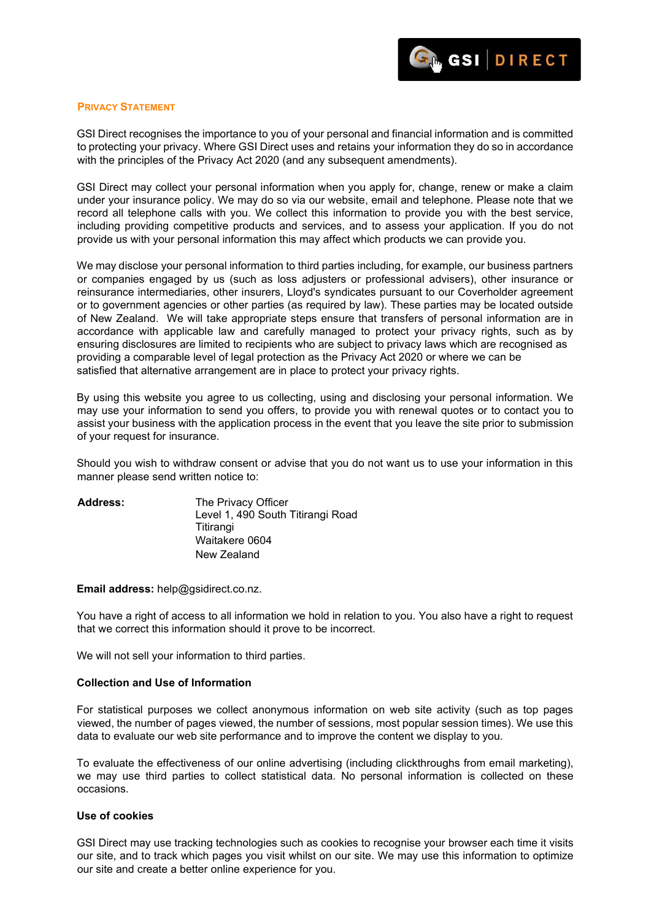## Privacy Statement

GSI Direct recognises the importance to you of your personal and financial information and is committed to protecting your privacy. Where GSI Direct uses and retains your information they do so in accordance with the principles of the Privacy Act 2020 (and any subsequent amendments).

GSI Direct may collect your personal information when you apply for, change, renew or make a claim under your insurance policy. We may do so via our website, email and telephone. Please note that we record all telephone calls with you. We collect this information to provide you with the best service, including providing competitive products and services, and to assess your application. If you do not provide us with your personal information this may affect which products we can provide you.

We may disclose your personal information to third parties including, for example, our business partners or companies engaged by us (such as loss adjusters or professional advisers), other insurance or reinsurance intermediaries, other insurers, Lloyd's syndicates pursuant to our Coverholder agreement or to government agencies or other parties (as required by law). These parties may be located outside of New Zealand. We will take appropriate steps ensure that transfers of personal information are in accordance with applicable law and carefully managed to protect your privacy rights, such as by ensuring disclosures are limited to recipients who are subject to privacy laws which are recognised as providing a comparable level of legal protection as the Privacy Act 2020 or where we can be satisfied that alternative arrangement are in place to protect your privacy rights.

By using this website you agree to us collecting, using and disclosing your personal information. We may use your information to send you offers, to provide you with renewal quotes or to contact you to assist your business with the application process in the event that you leave the site prior to submission of your request for insurance.

Should you wish to withdraw consent or advise that you do not want us to use your information in this manner please send written notice to:

**Address:**

The Privacy Officer
Level 1, 490 South Titirangi Road
Titirangi
Waitakere 0604
New Zealand

**Email address:** help@gsidirect.co.nz.

You have a right of access to all information we hold in relation to you. You also have a right to request that we correct this information should it prove to be incorrect.

We will not sell your information to third parties.

### Collection and Use of Information

For statistical purposes we collect anonymous information on web site activity (such as top pages viewed, the number of pages viewed, the number of sessions, most popular session times). We use this data to evaluate our web site performance and to improve the content we display to you.

To evaluate the effectiveness of our online advertising (including clickthroughs from email marketing), we may use third parties to collect statistical data. No personal information is collected on these occasions.

### Use of cookies

GSI Direct may use tracking technologies such as cookies to recognise your browser each time it visits our site, and to track which pages you visit whilst on our site. We may use this information to optimize our site and create a better online experience for you.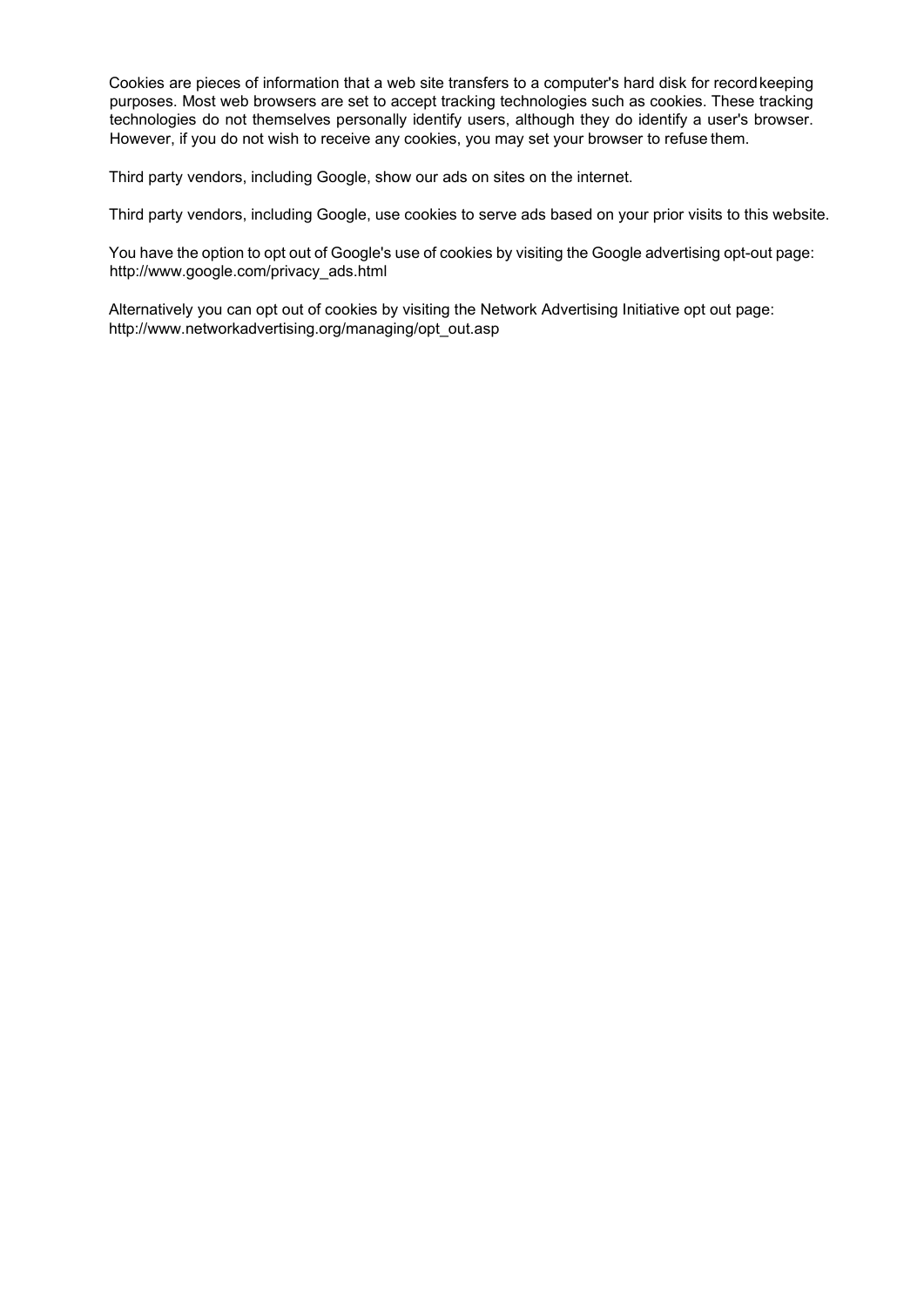Cookies are pieces of information that a web site transfers to a computer's hard disk for recordkeeping purposes. Most web browsers are set to accept tracking technologies such as cookies. These tracking technologies do not themselves personally identify users, although they do identify a user's browser. However, if you do not wish to receive any cookies, you may set your browser to refuse them.

Third party vendors, including Google, show our ads on sites on the internet.

Third party vendors, including Google, use cookies to serve ads based on your prior visits to this website.

You have the option to opt out of Google's use of cookies by visiting the Google advertising opt-out page: http://www.google.com/privacy_ads.html

Alternatively you can opt out of cookies by visiting the Network Advertising Initiative opt out page: http://www.networkadvertising.org/managing/opt_out.asp